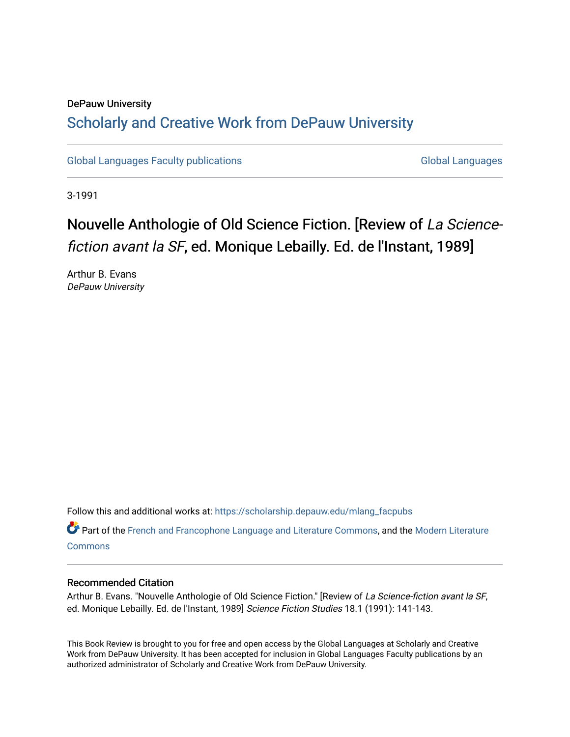DePauw University

## Scholarly and Creative Work from DePauw University

Global Languages Faculty publications

Global Languages

3-1991

# Nouvelle Anthologie of Old Science Fiction. [Review of *La Science-fiction avant la SF*, ed. Monique Lebailly. Ed. de l'Instant, 1989]

Arthur B. Evans
*DePauw University*

Follow this and additional works at: https://scholarship.depauw.edu/mlang_facpubs

Part of the French and Francophone Language and Literature Commons, and the Modern Literature Commons

### Recommended Citation

Arthur B. Evans. "Nouvelle Anthologie of Old Science Fiction." [Review of *La Science-fiction avant la SF*, ed. Monique Lebailly. Ed. de l'Instant, 1989] *Science Fiction Studies* 18.1 (1991): 141-143.

This Book Review is brought to you for free and open access by the Global Languages at Scholarly and Creative Work from DePauw University. It has been accepted for inclusion in Global Languages Faculty publications by an authorized administrator of Scholarly and Creative Work from DePauw University.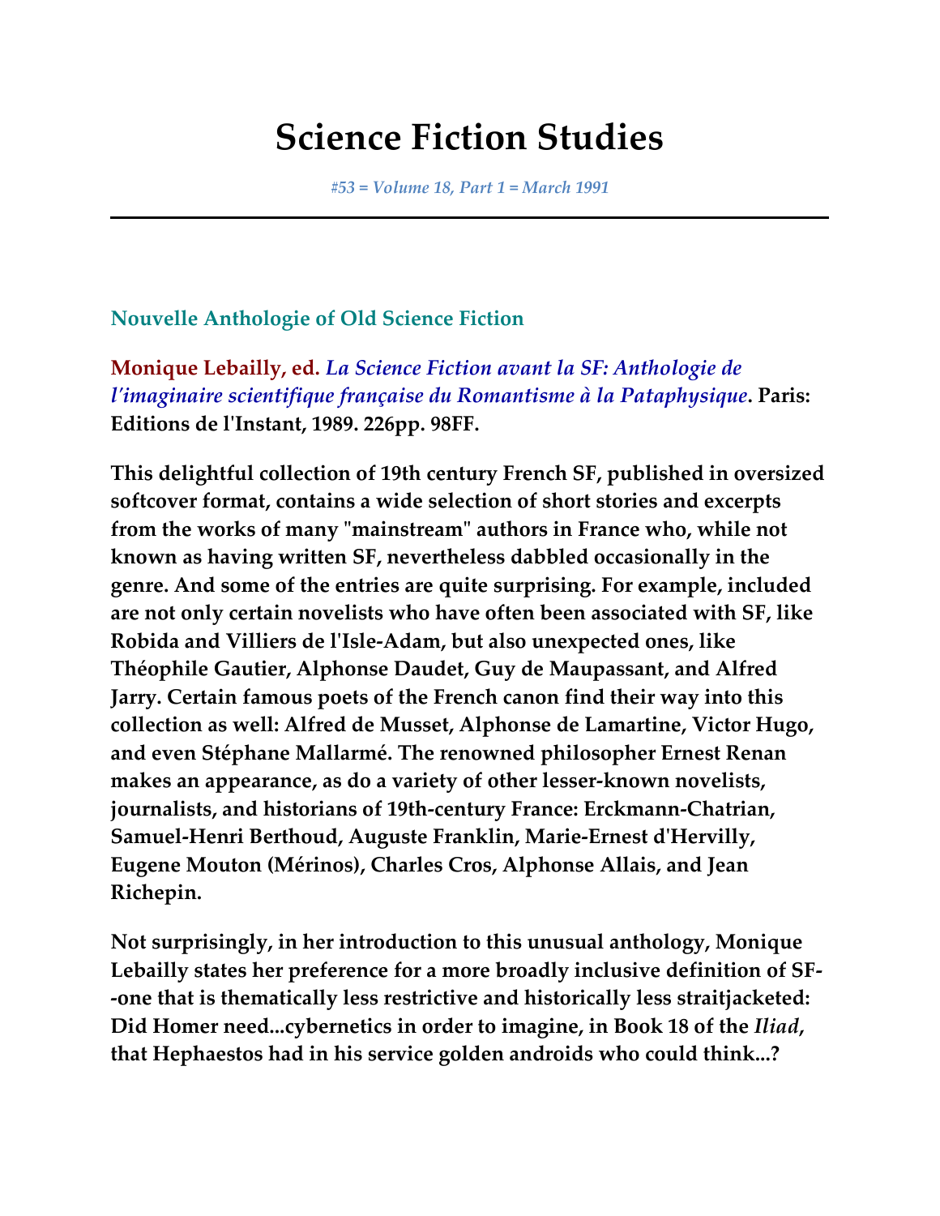# Science Fiction Studies

*#53 = Volume 18, Part 1 = March 1991*

---

## Nouvelle Anthologie of Old Science Fiction

**Monique Lebailly, ed.** ***La Science Fiction avant la SF: Anthologie de l'imaginaire scientifique française du Romantisme à la Pataphysique*****. Paris: Editions de l'Instant, 1989. 226pp. 98FF.**

**This delightful collection of 19th century French SF, published in oversized softcover format, contains a wide selection of short stories and excerpts from the works of many "mainstream" authors in France who, while not known as having written SF, nevertheless dabbled occasionally in the genre. And some of the entries are quite surprising. For example, included are not only certain novelists who have often been associated with SF, like Robida and Villiers de l'Isle-Adam, but also unexpected ones, like Théophile Gautier, Alphonse Daudet, Guy de Maupassant, and Alfred Jarry. Certain famous poets of the French canon find their way into this collection as well: Alfred de Musset, Alphonse de Lamartine, Victor Hugo, and even Stéphane Mallarmé. The renowned philosopher Ernest Renan makes an appearance, as do a variety of other lesser-known novelists, journalists, and historians of 19th-century France: Erckmann-Chatrian, Samuel-Henri Berthoud, Auguste Franklin, Marie-Ernest d'Hervilly, Eugene Mouton (Mérinos), Charles Cros, Alphonse Allais, and Jean Richepin.**

**Not surprisingly, in her introduction to this unusual anthology, Monique Lebailly states her preference for a more broadly inclusive definition of SF--one that is thematically less restrictive and historically less straitjacketed: Did Homer need...cybernetics in order to imagine, in Book 18 of the *Iliad*, that Hephaestos had in his service golden androids who could think...?**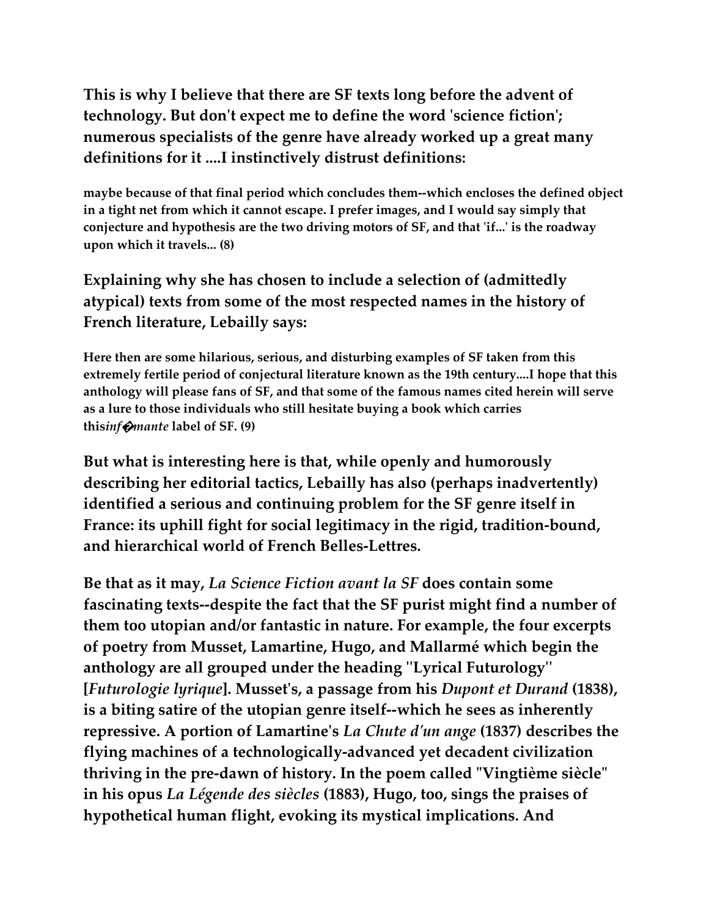This is why I believe that there are SF texts long before the advent of technology. But don't expect me to define the word 'science fiction'; numerous specialists of the genre have already worked up a great many definitions for it ....I instinctively distrust definitions:

> maybe because of that final period which concludes them--which encloses the defined object in a tight net from which it cannot escape. I prefer images, and I would say simply that conjecture and hypothesis are the two driving motors of SF, and that 'if...' is the roadway upon which it travels... (8)

Explaining why she has chosen to include a selection of (admittedly atypical) texts from some of the most respected names in the history of French literature, Lebailly says:

> Here then are some hilarious, serious, and disturbing examples of SF taken from this extremely fertile period of conjectural literature known as the 19th century....I hope that this anthology will please fans of SF, and that some of the famous names cited herein will serve as a lure to those individuals who still hesitate buying a book which carries this*inf�mante* label of SF. (9)

But what is interesting here is that, while openly and humorously describing her editorial tactics, Lebailly has also (perhaps inadvertently) identified a serious and continuing problem for the SF genre itself in France: its uphill fight for social legitimacy in the rigid, tradition-bound, and hierarchical world of French Belles-Lettres.

Be that as it may, *La Science Fiction avant la SF* does contain some fascinating texts--despite the fact that the SF purist might find a number of them too utopian and/or fantastic in nature. For example, the four excerpts of poetry from Musset, Lamartine, Hugo, and Mallarmé which begin the anthology are all grouped under the heading "Lyrical Futurology" [*Futurologie lyrique*]. Musset's, a passage from his *Dupont et Durand* (1838), is a biting satire of the utopian genre itself--which he sees as inherently repressive. A portion of Lamartine's *La Chute d'un ange* (1837) describes the flying machines of a technologically-advanced yet decadent civilization thriving in the pre-dawn of history. In the poem called "Vingtième siècle" in his opus *La Légende des siècles* (1883), Hugo, too, sings the praises of hypothetical human flight, evoking its mystical implications. And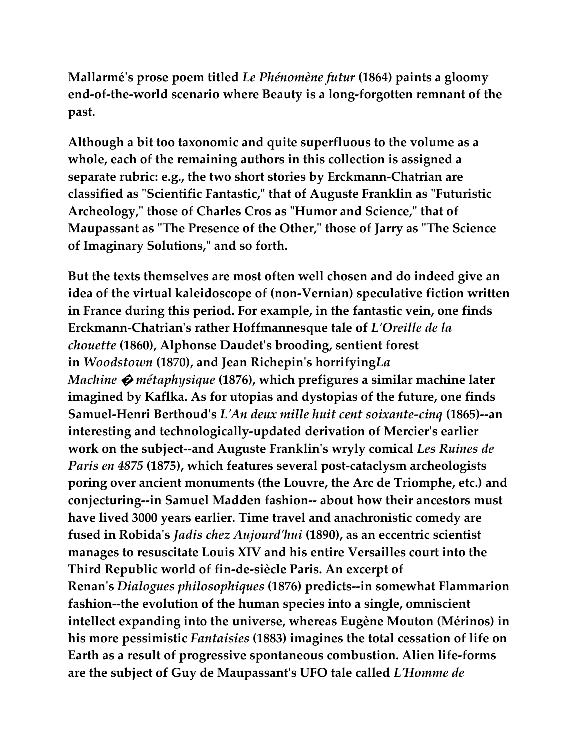Mallarmé's prose poem titled *Le Phénomène futur* (1864) paints a gloomy end-of-the-world scenario where Beauty is a long-forgotten remnant of the past.

Although a bit too taxonomic and quite superfluous to the volume as a whole, each of the remaining authors in this collection is assigned a separate rubric: e.g., the two short stories by Erckmann-Chatrian are classified as "Scientific Fantastic," that of Auguste Franklin as "Futuristic Archeology," those of Charles Cros as "Humor and Science," that of Maupassant as "The Presence of the Other," those of Jarry as "The Science of Imaginary Solutions," and so forth.

But the texts themselves are most often well chosen and do indeed give an idea of the virtual kaleidoscope of (non-Vernian) speculative fiction written in France during this period. For example, in the fantastic vein, one finds Erckmann-Chatrian's rather Hoffmannesque tale of *L'Oreille de la chouette* (1860), Alphonse Daudet's brooding, sentient forest in *Woodstown* (1870), and Jean Richepin's horrifying*La Machine � métaphysique* (1876), which prefigures a similar machine later imagined by Kaflka. As for utopias and dystopias of the future, one finds Samuel-Henri Berthoud's *L'An deux mille huit cent soixante-cinq* (1865)--an interesting and technologically-updated derivation of Mercier's earlier work on the subject--and Auguste Franklin's wryly comical *Les Ruines de Paris en 4875* (1875), which features several post-cataclysm archeologists poring over ancient monuments (the Louvre, the Arc de Triomphe, etc.) and conjecturing--in Samuel Madden fashion-- about how their ancestors must have lived 3000 years earlier. Time travel and anachronistic comedy are fused in Robida's *Jadis chez Aujourd'hui* (1890), as an eccentric scientist manages to resuscitate Louis XIV and his entire Versailles court into the Third Republic world of fin-de-siècle Paris. An excerpt of Renan's *Dialogues philosophiques* (1876) predicts--in somewhat Flammarion fashion--the evolution of the human species into a single, omniscient intellect expanding into the universe, whereas Eugène Mouton (Mérinos) in his more pessimistic *Fantaisies* (1883) imagines the total cessation of life on Earth as a result of progressive spontaneous combustion. Alien life-forms are the subject of Guy de Maupassant's UFO tale called *L'Homme de*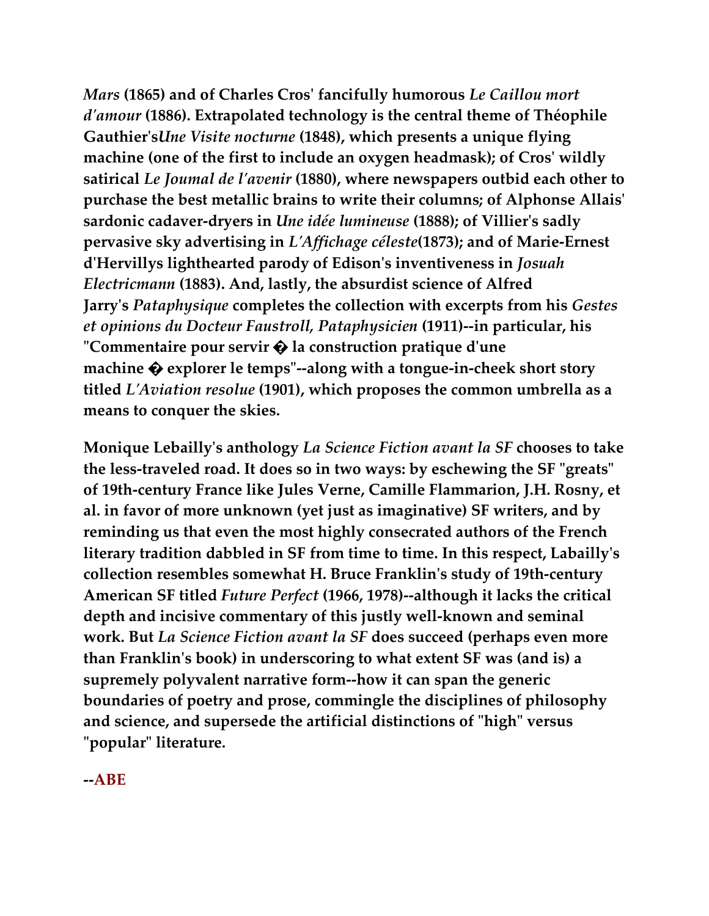*Mars* (1865) and of Charles Cros' fancifully humorous *Le Caillou mort d'amour* (1886). Extrapolated technology is the central theme of Théophile Gauthier's*Une Visite nocturne* (1848), which presents a unique flying machine (one of the first to include an oxygen headmask); of Cros' wildly satirical *Le Joumal de l'avenir* (1880), where newspapers outbid each other to purchase the best metallic brains to write their columns; of Alphonse Allais' sardonic cadaver-dryers in *Une idée lumineuse* (1888); of Villier's sadly pervasive sky advertising in *L'Affichage céleste*(1873); and of Marie-Ernest d'Hervillys lighthearted parody of Edison's inventiveness in *Josuah Electricmann* (1883). And, lastly, the absurdist science of Alfred Jarry's *Pataphysique* completes the collection with excerpts from his *Gestes et opinions du Docteur Faustroll, Pataphysicien* (1911)--in particular, his "Commentaire pour servir � la construction pratique d'une machine � explorer le temps"--along with a tongue-in-cheek short story titled *L'Aviation resolue* (1901), which proposes the common umbrella as a means to conquer the skies.

Monique Lebailly's anthology *La Science Fiction avant la SF* chooses to take the less-traveled road. It does so in two ways: by eschewing the SF "greats" of 19th-century France like Jules Verne, Camille Flammarion, J.H. Rosny, et al. in favor of more unknown (yet just as imaginative) SF writers, and by reminding us that even the most highly consecrated authors of the French literary tradition dabbled in SF from time to time. In this respect, Labailly's collection resembles somewhat H. Bruce Franklin's study of 19th-century American SF titled *Future Perfect* (1966, 1978)--although it lacks the critical depth and incisive commentary of this justly well-known and seminal work. But *La Science Fiction avant la SF* does succeed (perhaps even more than Franklin's book) in underscoring to what extent SF was (and is) a supremely polyvalent narrative form--how it can span the generic boundaries of poetry and prose, commingle the disciplines of philosophy and science, and supersede the artificial distinctions of "high" versus "popular" literature.

--ABE